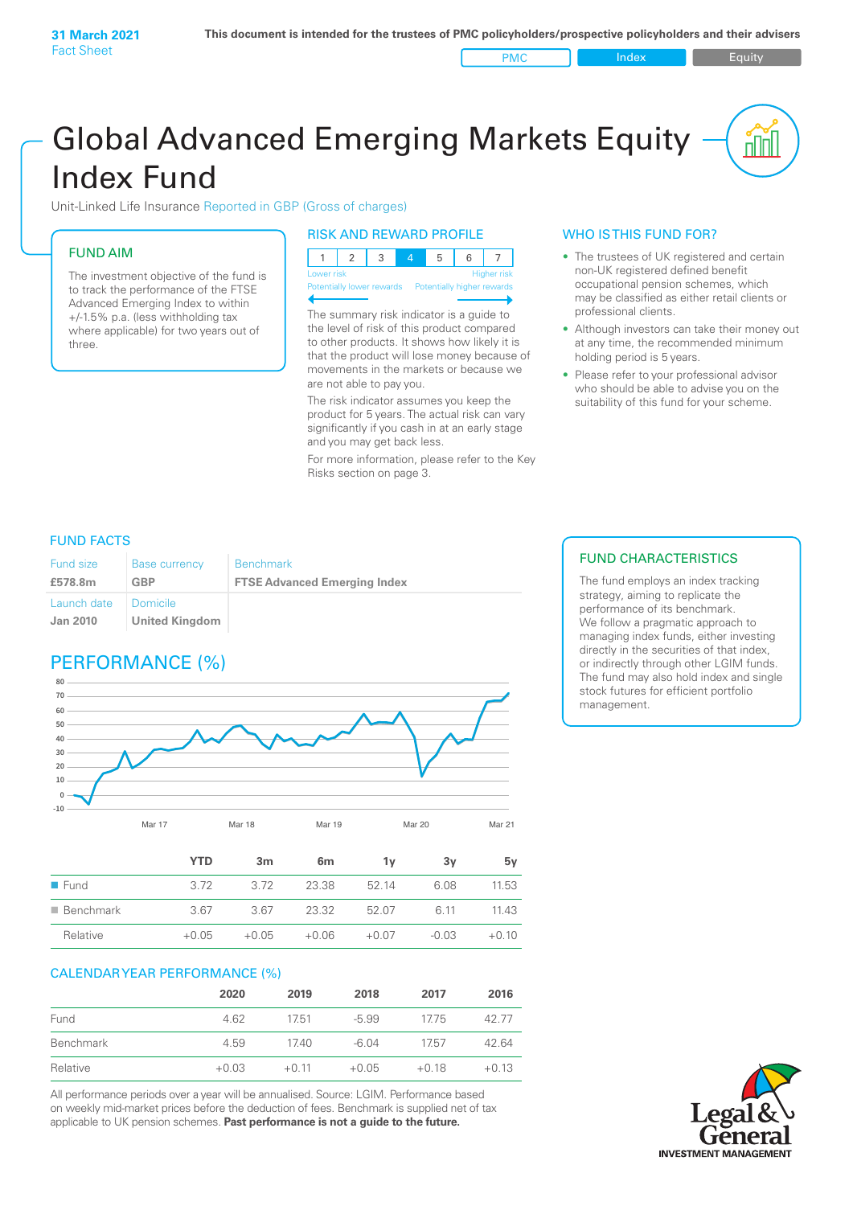**31 March 2021**
Fact Sheet

**This document is intended for the trustees of PMC policyholders/prospective policyholders and their advisers**

PMC | Index | Equity

# Global Advanced Emerging Markets Equity Index Fund

Unit-Linked Life Insurance Reported in GBP (Gross of charges)

## FUND AIM

The investment objective of the fund is to track the performance of the FTSE Advanced Emerging Index to within +/-1.5% p.a. (less withholding tax where applicable) for two years out of three.

## RISK AND REWARD PROFILE

| 1 | 2 | 3 | 4 | 5 | 6 | 7 |
|---|---|---|---|---|---|---|

Lower risk — Higher risk
Potentially lower rewards — Potentially higher rewards

The summary risk indicator is a guide to the level of risk of this product compared to other products. It shows how likely it is that the product will lose money because of movements in the markets or because we are not able to pay you.

The risk indicator assumes you keep the product for 5 years. The actual risk can vary significantly if you cash in at an early stage and you may get back less.

For more information, please refer to the Key Risks section on page 3.

## WHO IS THIS FUND FOR?

- The trustees of UK registered and certain non-UK registered defined benefit occupational pension schemes, which may be classified as either retail clients or professional clients.
- Although investors can take their money out at any time, the recommended minimum holding period is 5 years.
- Please refer to your professional advisor who should be able to advise you on the suitability of this fund for your scheme.

## FUND FACTS

| Fund size | Base currency | Benchmark |
|---|---|---|
| **£578.8m** | **GBP** | **FTSE Advanced Emerging Index** |
| **Launch date** | **Domicile** | |
| **Jan 2010** | **United Kingdom** | |

## FUND CHARACTERISTICS

The fund employs an index tracking strategy, aiming to replicate the performance of its benchmark. We follow a pragmatic approach to managing index funds, either investing directly in the securities of that index, or indirectly through other LGIM funds. The fund may also hold index and single stock futures for efficient portfolio management.

## PERFORMANCE (%)

| | YTD | 3m | 6m | 1y | 3y | 5y |
|---|---|---|---|---|---|---|
| Fund | 3.72 | 3.72 | 23.38 | 52.14 | 6.08 | 11.53 |
| Benchmark | 3.67 | 3.67 | 23.32 | 52.07 | 6.11 | 11.43 |
| Relative | +0.05 | +0.05 | +0.06 | +0.07 | -0.03 | +0.10 |

## CALENDAR YEAR PERFORMANCE (%)

| | 2020 | 2019 | 2018 | 2017 | 2016 |
|---|---|---|---|---|---|
| Fund | 4.62 | 17.51 | -5.99 | 17.75 | 42.77 |
| Benchmark | 4.59 | 17.40 | -6.04 | 17.57 | 42.64 |
| Relative | +0.03 | +0.11 | +0.05 | +0.18 | +0.13 |

All performance periods over a year will be annualised. Source: LGIM. Performance based on weekly mid-market prices before the deduction of fees. Benchmark is supplied net of tax applicable to UK pension schemes. **Past performance is not a guide to the future.**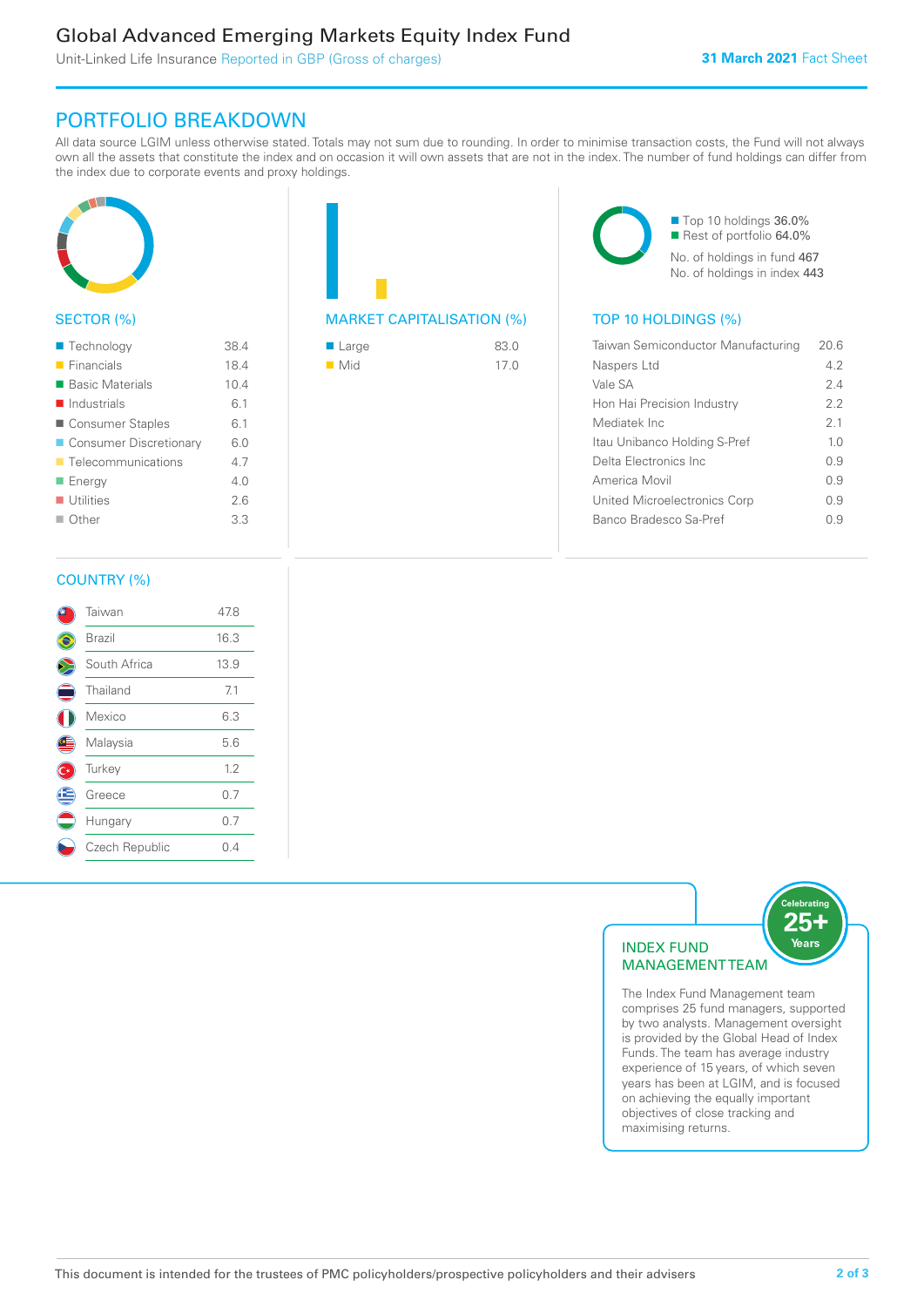# Global Advanced Emerging Markets Equity Index Fund

Unit-Linked Life Insurance Reported in GBP (Gross of charges)

**31 March 2021** Fact Sheet

## PORTFOLIO BREAKDOWN

All data source LGIM unless otherwise stated. Totals may not sum due to rounding. In order to minimise transaction costs, the Fund will not always own all the assets that constitute the index and on occasion it will own assets that are not in the index. The number of fund holdings can differ from the index due to corporate events and proxy holdings.

### SECTOR (%)

| Sector | % |
|---|---|
| Technology | 38.4 |
| Financials | 18.4 |
| Basic Materials | 10.4 |
| Industrials | 6.1 |
| Consumer Staples | 6.1 |
| Consumer Discretionary | 6.0 |
| Telecommunications | 4.7 |
| Energy | 4.0 |
| Utilities | 2.6 |
| Other | 3.3 |

### MARKET CAPITALISATION (%)

| Market Cap | % |
|---|---|
| Large | 83.0 |
| Mid | 17.0 |

### TOP 10 HOLDINGS (%)

- Top 10 holdings 36.0%
- Rest of portfolio 64.0%

No. of holdings in fund 467
No. of holdings in index 443

| Holding | % |
|---|---|
| Taiwan Semiconductor Manufacturing | 20.6 |
| Naspers Ltd | 4.2 |
| Vale SA | 2.4 |
| Hon Hai Precision Industry | 2.2 |
| Mediatek Inc | 2.1 |
| Itau Unibanco Holding S-Pref | 1.0 |
| Delta Electronics Inc | 0.9 |
| America Movil | 0.9 |
| United Microelectronics Corp | 0.9 |
| Banco Bradesco Sa-Pref | 0.9 |

### COUNTRY (%)

| Country | % |
|---|---|
| Taiwan | 47.8 |
| Brazil | 16.3 |
| South Africa | 13.9 |
| Thailand | 7.1 |
| Mexico | 6.3 |
| Malaysia | 5.6 |
| Turkey | 1.2 |
| Greece | 0.7 |
| Hungary | 0.7 |
| Czech Republic | 0.4 |

### INDEX FUND MANAGEMENT TEAM

Celebrating 25+ Years

The Index Fund Management team comprises 25 fund managers, supported by two analysts. Management oversight is provided by the Global Head of Index Funds. The team has average industry experience of 15 years, of which seven years has been at LGIM, and is focused on achieving the equally important objectives of close tracking and maximising returns.

This document is intended for the trustees of PMC policyholders/prospective policyholders and their advisers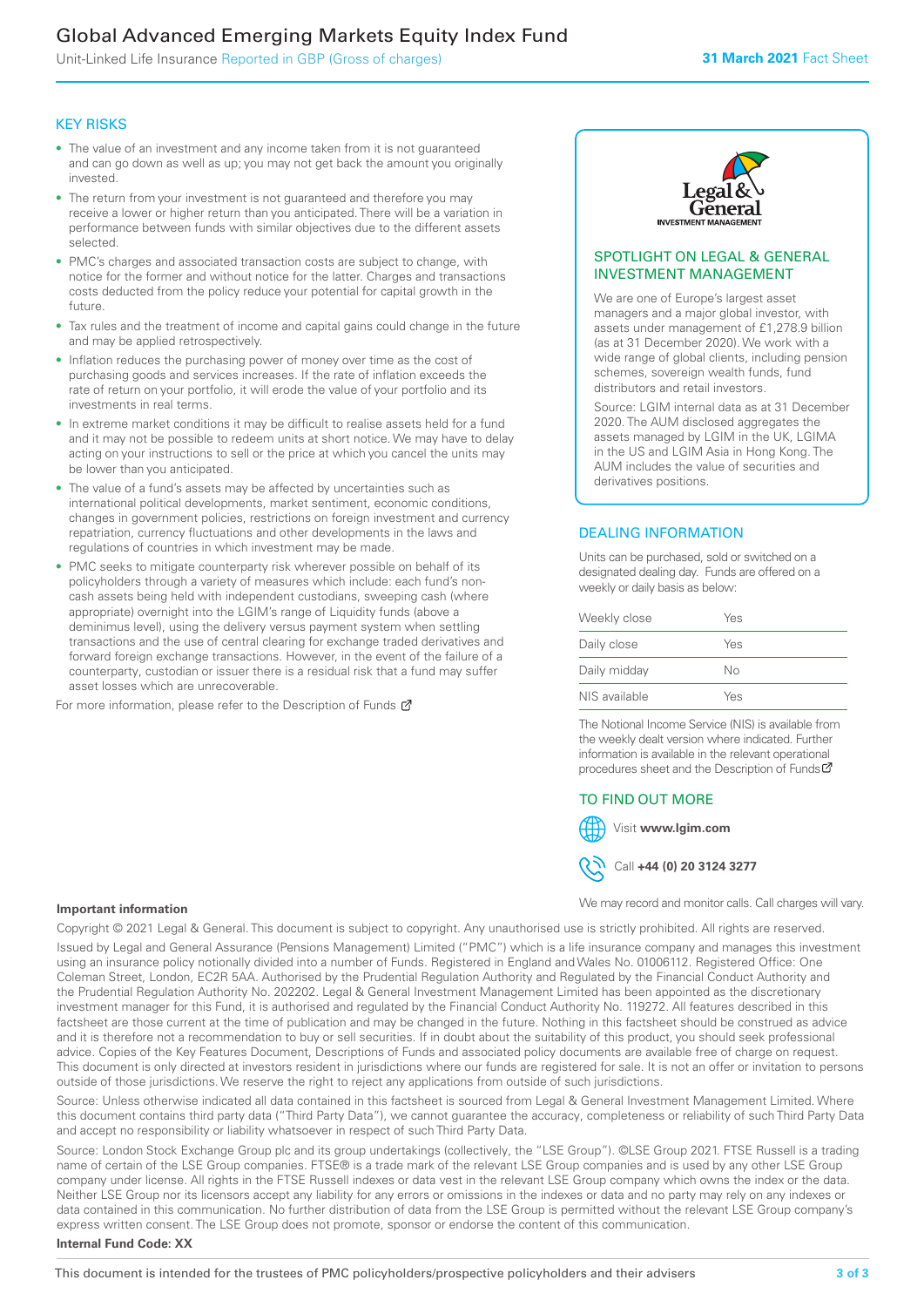## KEY RISKS

- The value of an investment and any income taken from it is not guaranteed and can go down as well as up; you may not get back the amount you originally invested.
- The return from your investment is not guaranteed and therefore you may receive a lower or higher return than you anticipated. There will be a variation in performance between funds with similar objectives due to the different assets selected.
- PMC's charges and associated transaction costs are subject to change, with notice for the former and without notice for the latter. Charges and transactions costs deducted from the policy reduce your potential for capital growth in the future.
- Tax rules and the treatment of income and capital gains could change in the future and may be applied retrospectively.
- Inflation reduces the purchasing power of money over time as the cost of purchasing goods and services increases. If the rate of inflation exceeds the rate of return on your portfolio, it will erode the value of your portfolio and its investments in real terms.
- In extreme market conditions it may be difficult to realise assets held for a fund and it may not be possible to redeem units at short notice. We may have to delay acting on your instructions to sell or the price at which you cancel the units may be lower than you anticipated.
- The value of a fund's assets may be affected by uncertainties such as international political developments, market sentiment, economic conditions, changes in government policies, restrictions on foreign investment and currency repatriation, currency fluctuations and other developments in the laws and regulations of countries in which investment may be made.
- PMC seeks to mitigate counterparty risk wherever possible on behalf of its policyholders through a variety of measures which include: each fund's non-cash assets being held with independent custodians, sweeping cash (where appropriate) overnight into the LGIM's range of Liquidity funds (above a deminimus level), using the delivery versus payment system when settling transactions and the use of central clearing for exchange traded derivatives and forward foreign exchange transactions. However, in the event of the failure of a counterparty, custodian or issuer there is a residual risk that a fund may suffer asset losses which are unrecoverable.

For more information, please refer to the Description of Funds

## SPOTLIGHT ON LEGAL & GENERAL INVESTMENT MANAGEMENT

We are one of Europe's largest asset managers and a major global investor, with assets under management of £1,278.9 billion (as at 31 December 2020). We work with a wide range of global clients, including pension schemes, sovereign wealth funds, fund distributors and retail investors.

Source: LGIM internal data as at 31 December 2020. The AUM disclosed aggregates the assets managed by LGIM in the UK, LGIMA in the US and LGIM Asia in Hong Kong. The AUM includes the value of securities and derivatives positions.

## DEALING INFORMATION

Units can be purchased, sold or switched on a designated dealing day. Funds are offered on a weekly or daily basis as below:

| | |
|---|---|
| Weekly close | Yes |
| Daily close | Yes |
| Daily midday | No |
| NIS available | Yes |

The Notional Income Service (NIS) is available from the weekly dealt version where indicated. Further information is available in the relevant operational procedures sheet and the Description of Funds

## TO FIND OUT MORE

Visit **www.lgim.com**

Call **+44 (0) 20 3124 3277**

We may record and monitor calls. Call charges will vary.

**Important information**

Copyright © 2021 Legal & General. This document is subject to copyright. Any unauthorised use is strictly prohibited. All rights are reserved.

Issued by Legal and General Assurance (Pensions Management) Limited ("PMC") which is a life insurance company and manages this investment using an insurance policy notionally divided into a number of Funds. Registered in England and Wales No. 01006112. Registered Office: One Coleman Street, London, EC2R 5AA. Authorised by the Prudential Regulation Authority and Regulated by the Financial Conduct Authority and the Prudential Regulation Authority No. 202202. Legal & General Investment Management Limited has been appointed as the discretionary investment manager for this Fund, it is authorised and regulated by the Financial Conduct Authority No. 119272. All features described in this factsheet are those current at the time of publication and may be changed in the future. Nothing in this factsheet should be construed as advice and it is therefore not a recommendation to buy or sell securities. If in doubt about the suitability of this product, you should seek professional advice. Copies of the Key Features Document, Descriptions of Funds and associated policy documents are available free of charge on request. This document is only directed at investors resident in jurisdictions where our funds are registered for sale. It is not an offer or invitation to persons outside of those jurisdictions. We reserve the right to reject any applications from outside of such jurisdictions.

Source: Unless otherwise indicated all data contained in this factsheet is sourced from Legal & General Investment Management Limited. Where this document contains third party data ("Third Party Data"), we cannot guarantee the accuracy, completeness or reliability of such Third Party Data and accept no responsibility or liability whatsoever in respect of such Third Party Data.

Source: London Stock Exchange Group plc and its group undertakings (collectively, the "LSE Group"). ©LSE Group 2021. FTSE Russell is a trading name of certain of the LSE Group companies. FTSE® is a trade mark of the relevant LSE Group companies and is used by any other LSE Group company under license. All rights in the FTSE Russell indexes or data vest in the relevant LSE Group company which owns the index or the data. Neither LSE Group nor its licensors accept any liability for any errors or omissions in the indexes or data and no party may rely on any indexes or data contained in this communication. No further distribution of data from the LSE Group is permitted without the relevant LSE Group company's express written consent. The LSE Group does not promote, sponsor or endorse the content of this communication.

**Internal Fund Code: XX**

This document is intended for the trustees of PMC policyholders/prospective policyholders and their advisers